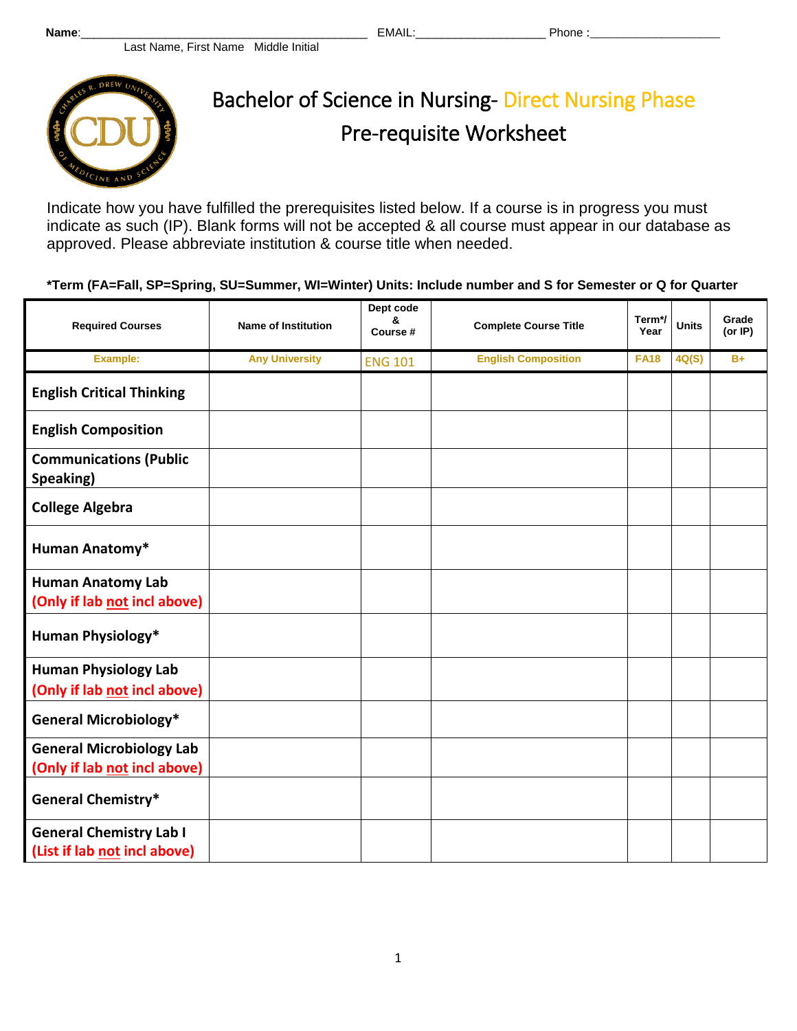**Name**:\_\_\_\_\_\_\_\_\_\_\_\_\_\_\_\_\_\_\_\_\_\_\_\_\_\_\_\_\_\_\_\_\_\_\_\_\_\_\_\_\_\_\_ EMAIL:\_\_\_\_\_\_\_\_\_\_\_\_\_\_\_\_\_\_\_ Phone :\_\_\_\_\_\_\_\_\_\_\_\_\_\_\_\_\_\_\_\_

Last Name, First Name Middle Initial

# Bachelor of Science in Nursing- Direct Nursing Phase
## Pre-requisite Worksheet

Indicate how you have fulfilled the prerequisites listed below. If a course is in progress you must indicate as such (IP). Blank forms will not be accepted & all course must appear in our database as approved. Please abbreviate institution & course title when needed.

**\*Term (FA=Fall, SP=Spring, SU=Summer, WI=Winter) Units: Include number and S for Semester or Q for Quarter**

| Required Courses | Name of Institution | Dept code & Course # | Complete Course Title | Term\*/ Year | Units | Grade (or IP) |
|---|---|---|---|---|---|---|
| Example: | Any University | ENG 101 | English Composition | FA18 | 4Q(S) | B+ |
| **English Critical Thinking** | | | | | | |
| **English Composition** | | | | | | |
| **Communications (Public Speaking)** | | | | | | |
| **College Algebra** | | | | | | |
| **Human Anatomy\*** | | | | | | |
| **Human Anatomy Lab (Only if lab not incl above)** | | | | | | |
| **Human Physiology\*** | | | | | | |
| **Human Physiology Lab (Only if lab not incl above)** | | | | | | |
| **General Microbiology\*** | | | | | | |
| **General Microbiology Lab (Only if lab not incl above)** | | | | | | |
| **General Chemistry\*** | | | | | | |
| **General Chemistry Lab I (List if lab not incl above)** | | | | | | |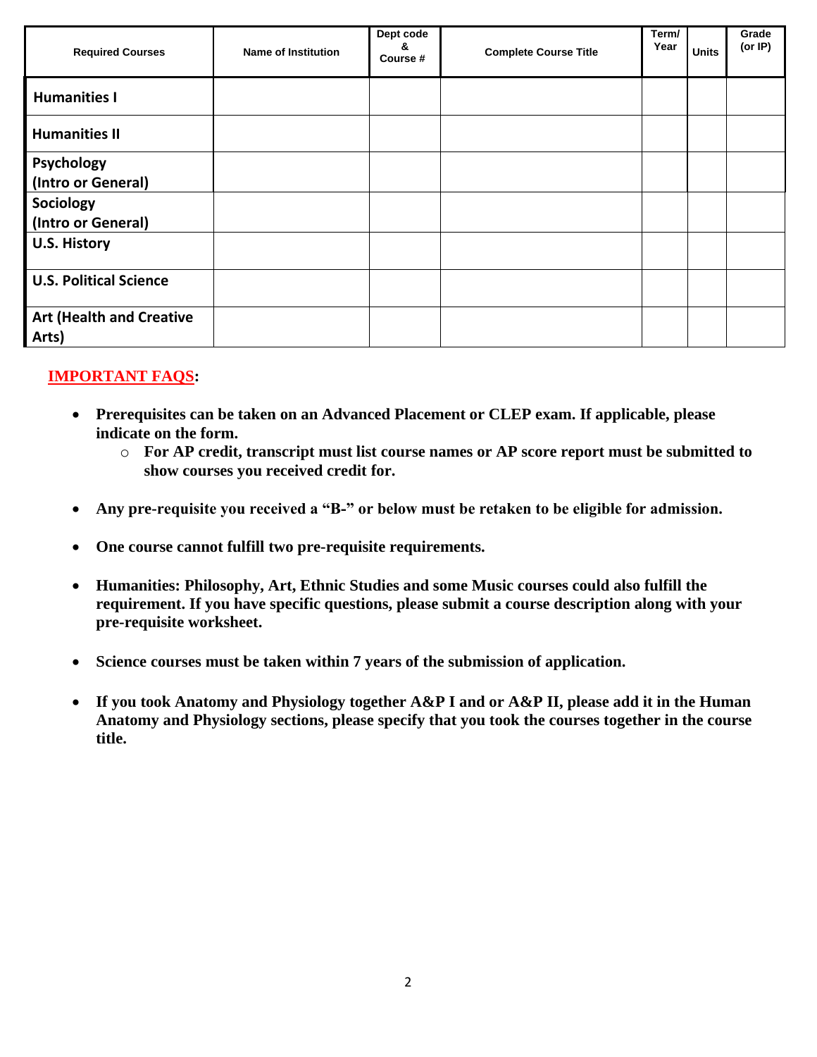| Required Courses | Name of Institution | Dept code & Course # | Complete Course Title | Term/ Year | Units | Grade (or IP) |
|---|---|---|---|---|---|---|
| **Humanities I** | | | | | | |
| **Humanities II** | | | | | | |
| **Psychology (Intro or General)** | | | | | | |
| **Sociology (Intro or General)** | | | | | | |
| **U.S. History** | | | | | | |
| **U.S. Political Science** | | | | | | |
| **Art (Health and Creative Arts)** | | | | | | |

**IMPORTANT FAQS:**

- **Prerequisites can be taken on an Advanced Placement or CLEP exam. If applicable, please indicate on the form.**
  - **For AP credit, transcript must list course names or AP score report must be submitted to show courses you received credit for.**
- **Any pre-requisite you received a "B-" or below must be retaken to be eligible for admission.**
- **One course cannot fulfill two pre-requisite requirements.**
- **Humanities: Philosophy, Art, Ethnic Studies and some Music courses could also fulfill the requirement. If you have specific questions, please submit a course description along with your pre-requisite worksheet.**
- **Science courses must be taken within 7 years of the submission of application.**
- **If you took Anatomy and Physiology together A&P I and or A&P II, please add it in the Human Anatomy and Physiology sections, please specify that you took the courses together in the course title.**